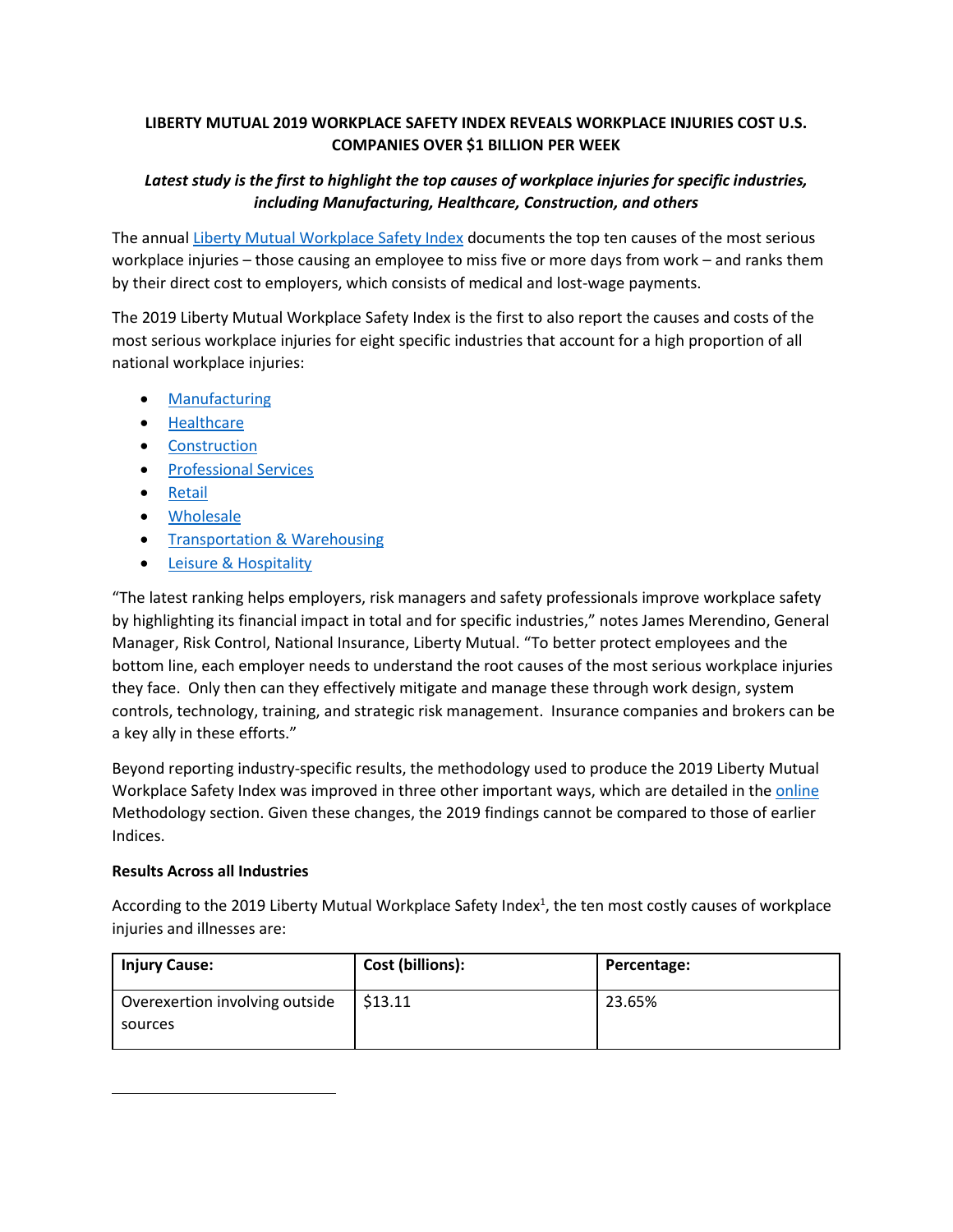**LIBERTY MUTUAL 2019 WORKPLACE SAFETY INDEX REVEALS WORKPLACE INJURIES COST U.S. COMPANIES OVER $1 BILLION PER WEEK**

***Latest study is the first to highlight the top causes of workplace injuries for specific industries, including Manufacturing, Healthcare, Construction, and others***

The annual Liberty Mutual Workplace Safety Index documents the top ten causes of the most serious workplace injuries – those causing an employee to miss five or more days from work – and ranks them by their direct cost to employers, which consists of medical and lost-wage payments.

The 2019 Liberty Mutual Workplace Safety Index is the first to also report the causes and costs of the most serious workplace injuries for eight specific industries that account for a high proportion of all national workplace injuries:

- Manufacturing
- Healthcare
- Construction
- Professional Services
- Retail
- Wholesale
- Transportation & Warehousing
- Leisure & Hospitality

"The latest ranking helps employers, risk managers and safety professionals improve workplace safety by highlighting its financial impact in total and for specific industries," notes James Merendino, General Manager, Risk Control, National Insurance, Liberty Mutual. "To better protect employees and the bottom line, each employer needs to understand the root causes of the most serious workplace injuries they face. Only then can they effectively mitigate and manage these through work design, system controls, technology, training, and strategic risk management. Insurance companies and brokers can be a key ally in these efforts."

Beyond reporting industry-specific results, the methodology used to produce the 2019 Liberty Mutual Workplace Safety Index was improved in three other important ways, which are detailed in the online Methodology section. Given these changes, the 2019 findings cannot be compared to those of earlier Indices.

**Results Across all Industries**

According to the 2019 Liberty Mutual Workplace Safety Index[1], the ten most costly causes of workplace injuries and illnesses are:

| Injury Cause: | Cost (billions): | Percentage: |
| --- | --- | --- |
| Overexertion involving outside sources | $13.11 | 23.65% |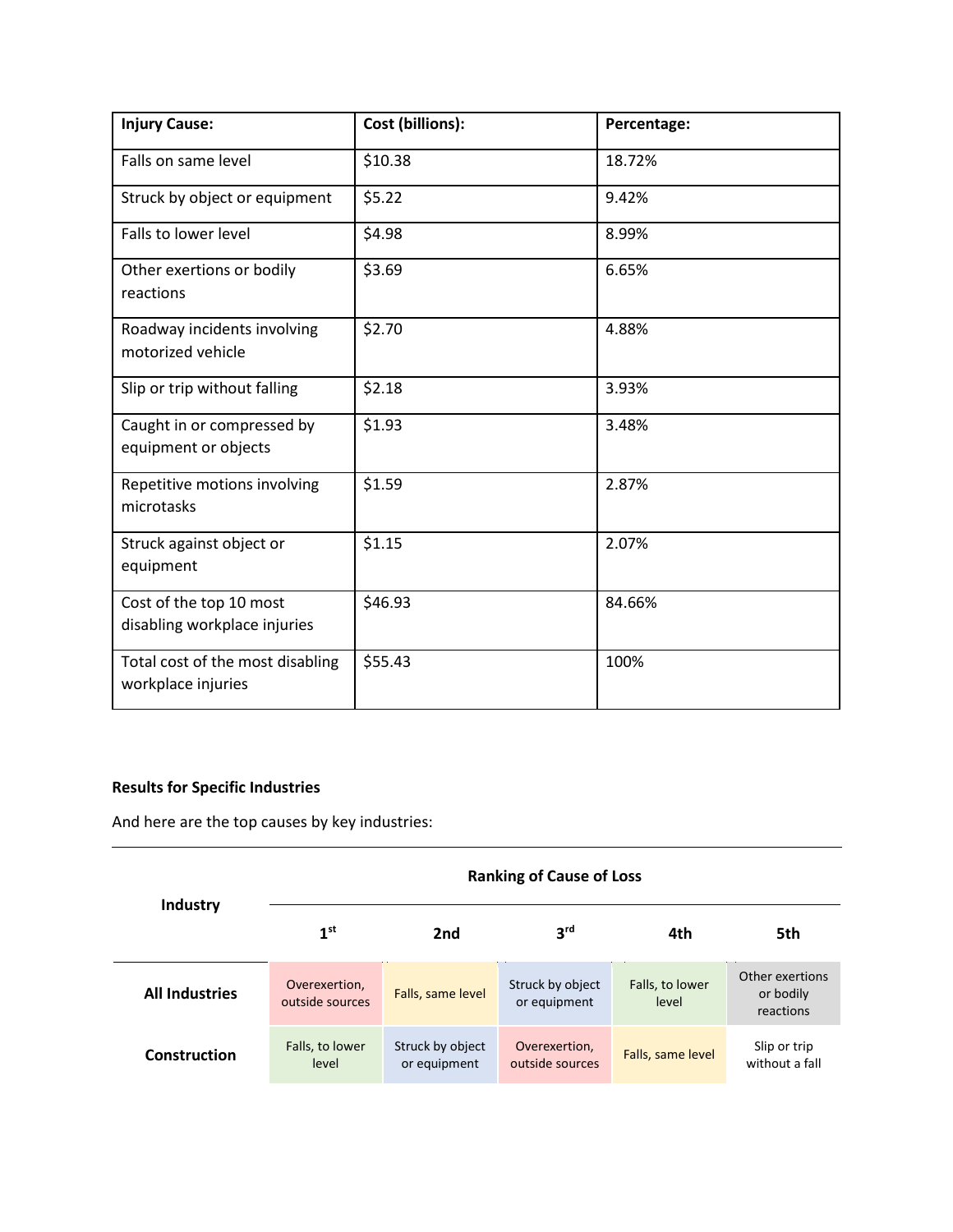| Injury Cause: | Cost (billions): | Percentage: |
|---|---|---|
| Falls on same level | $10.38 | 18.72% |
| Struck by object or equipment | $5.22 | 9.42% |
| Falls to lower level | $4.98 | 8.99% |
| Other exertions or bodily reactions | $3.69 | 6.65% |
| Roadway incidents involving motorized vehicle | $2.70 | 4.88% |
| Slip or trip without falling | $2.18 | 3.93% |
| Caught in or compressed by equipment or objects | $1.93 | 3.48% |
| Repetitive motions involving microtasks | $1.59 | 2.87% |
| Struck against object or equipment | $1.15 | 2.07% |
| Cost of the top 10 most disabling workplace injuries | $46.93 | 84.66% |
| Total cost of the most disabling workplace injuries | $55.43 | 100% |

**Results for Specific Industries**

And here are the top causes by key industries:

| Industry | Ranking of Cause of Loss | | | | |
|---|---|---|---|---|---|
| | 1st | 2nd | 3rd | 4th | 5th |
| **All Industries** | Overexertion, outside sources | Falls, same level | Struck by object or equipment | Falls, to lower level | Other exertions or bodily reactions |
| **Construction** | Falls, to lower level | Struck by object or equipment | Overexertion, outside sources | Falls, same level | Slip or trip without a fall |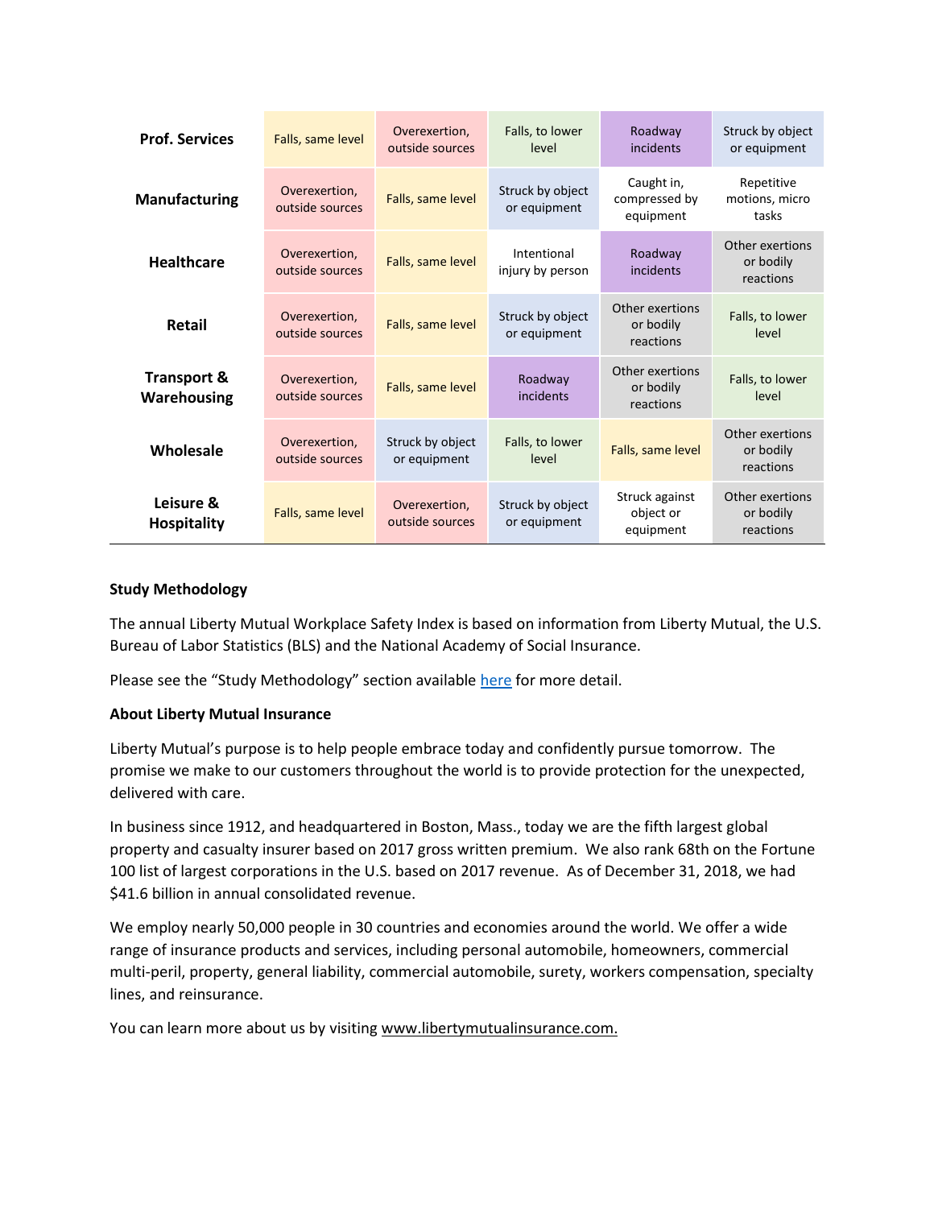| | | | | | |
|---|---|---|---|---|---|
| **Prof. Services** | Falls, same level | Overexertion, outside sources | Falls, to lower level | Roadway incidents | Struck by object or equipment |
| **Manufacturing** | Overexertion, outside sources | Falls, same level | Struck by object or equipment | Caught in, compressed by equipment | Repetitive motions, micro tasks |
| **Healthcare** | Overexertion, outside sources | Falls, same level | Intentional injury by person | Roadway incidents | Other exertions or bodily reactions |
| **Retail** | Overexertion, outside sources | Falls, same level | Struck by object or equipment | Other exertions or bodily reactions | Falls, to lower level |
| **Transport & Warehousing** | Overexertion, outside sources | Falls, same level | Roadway incidents | Other exertions or bodily reactions | Falls, to lower level |
| **Wholesale** | Overexertion, outside sources | Struck by object or equipment | Falls, to lower level | Falls, same level | Other exertions or bodily reactions |
| **Leisure & Hospitality** | Falls, same level | Overexertion, outside sources | Struck by object or equipment | Struck against object or equipment | Other exertions or bodily reactions |

**Study Methodology**

The annual Liberty Mutual Workplace Safety Index is based on information from Liberty Mutual, the U.S. Bureau of Labor Statistics (BLS) and the National Academy of Social Insurance.

Please see the "Study Methodology" section available here for more detail.

**About Liberty Mutual Insurance**

Liberty Mutual's purpose is to help people embrace today and confidently pursue tomorrow. The promise we make to our customers throughout the world is to provide protection for the unexpected, delivered with care.

In business since 1912, and headquartered in Boston, Mass., today we are the fifth largest global property and casualty insurer based on 2017 gross written premium. We also rank 68th on the Fortune 100 list of largest corporations in the U.S. based on 2017 revenue. As of December 31, 2018, we had $41.6 billion in annual consolidated revenue.

We employ nearly 50,000 people in 30 countries and economies around the world. We offer a wide range of insurance products and services, including personal automobile, homeowners, commercial multi-peril, property, general liability, commercial automobile, surety, workers compensation, specialty lines, and reinsurance.

You can learn more about us by visiting www.libertymutualinsurance.com.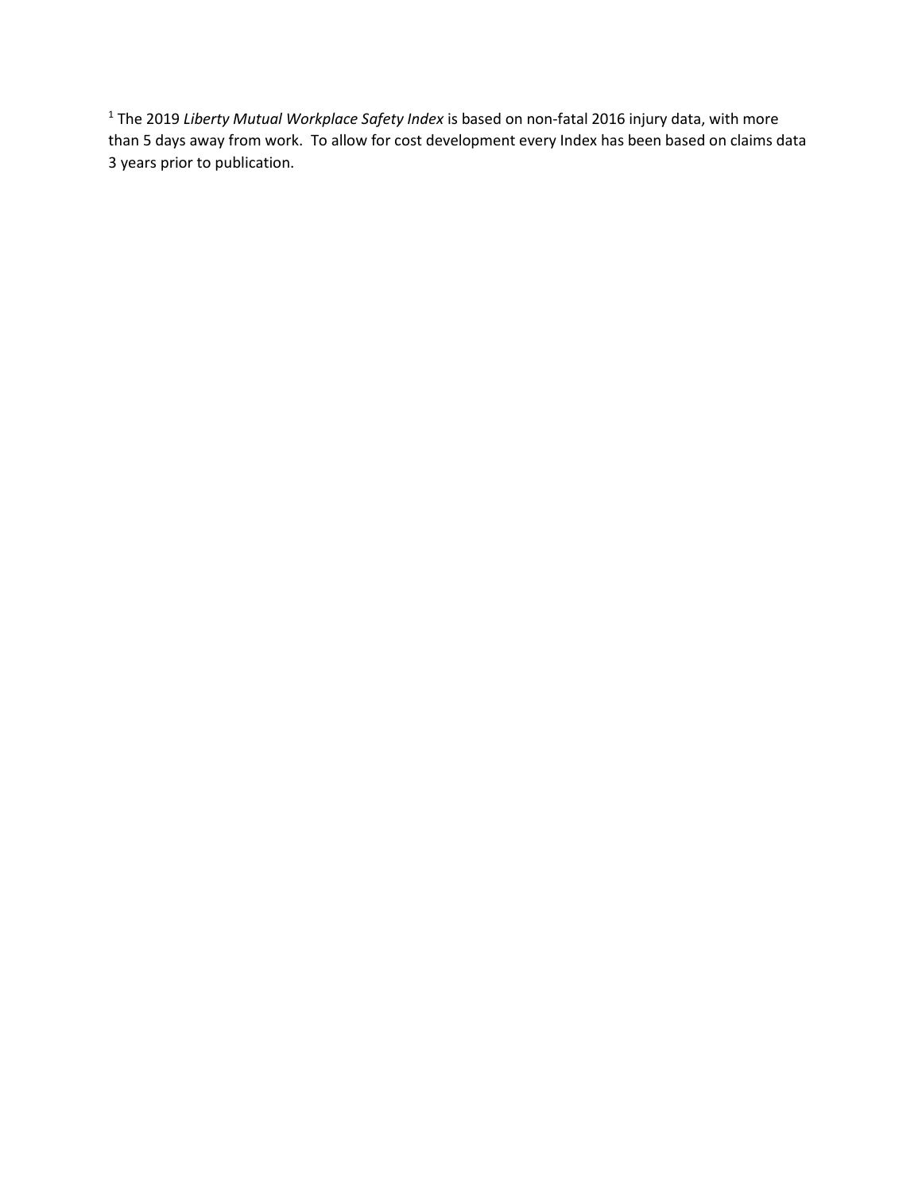[1] The 2019 *Liberty Mutual Workplace Safety Index* is based on non-fatal 2016 injury data, with more than 5 days away from work. To allow for cost development every Index has been based on claims data 3 years prior to publication.